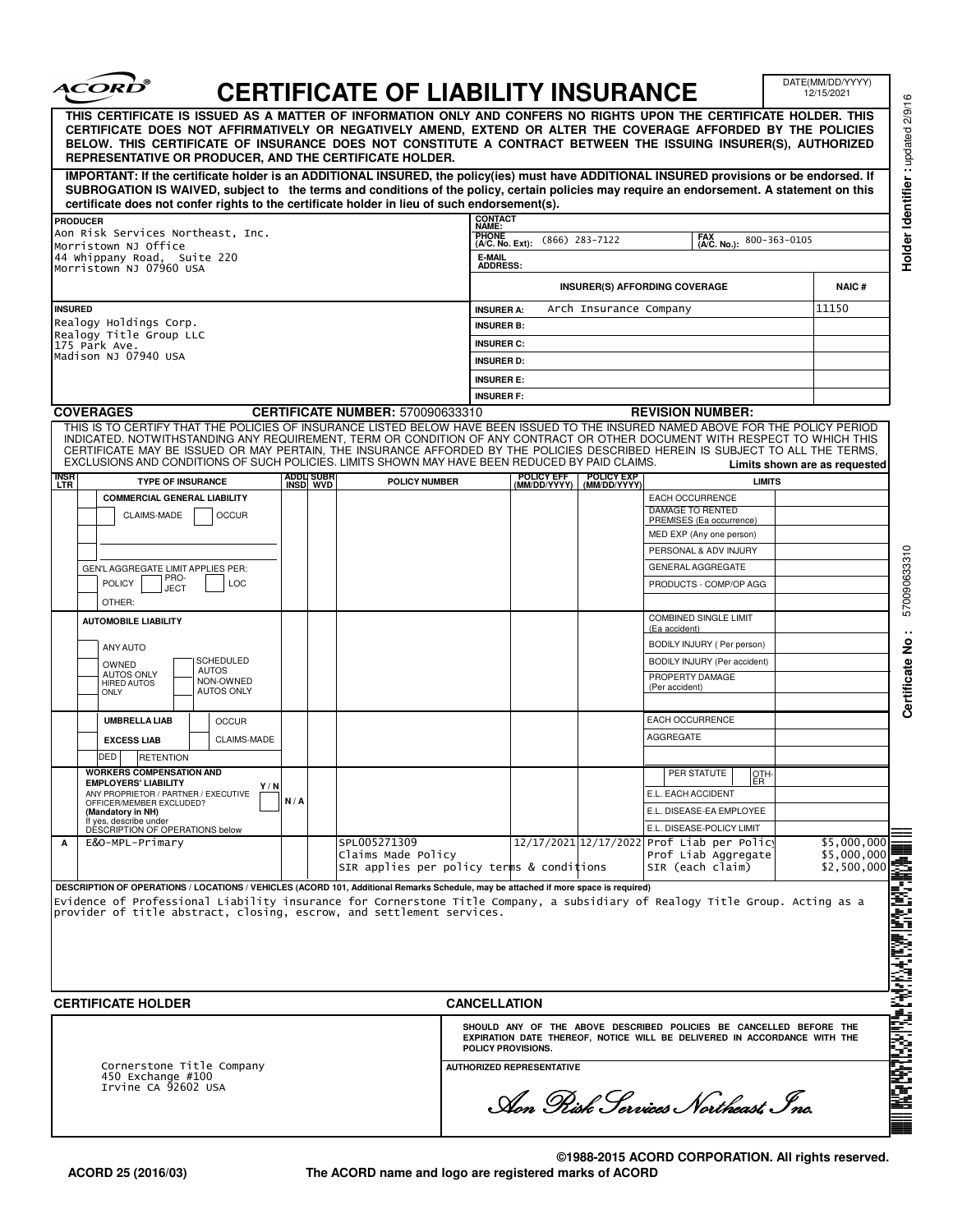# CERTIFICATE OF LIABILITY INSURANCE

ACORD®

DATE(MM/DD/YYYY) 12/15/2021

**THIS CERTIFICATE IS ISSUED AS A MATTER OF INFORMATION ONLY AND CONFERS NO RIGHTS UPON THE CERTIFICATE HOLDER. THIS CERTIFICATE DOES NOT AFFIRMATIVELY OR NEGATIVELY AMEND, EXTEND OR ALTER THE COVERAGE AFFORDED BY THE POLICIES BELOW. THIS CERTIFICATE OF INSURANCE DOES NOT CONSTITUTE A CONTRACT BETWEEN THE ISSUING INSURER(S), AUTHORIZED REPRESENTATIVE OR PRODUCER, AND THE CERTIFICATE HOLDER.**

**IMPORTANT: If the certificate holder is an ADDITIONAL INSURED, the policy(ies) must have ADDITIONAL INSURED provisions or be endorsed. If SUBROGATION IS WAIVED, subject to the terms and conditions of the policy, certain policies may require an endorsement. A statement on this certificate does not confer rights to the certificate holder in lieu of such endorsement(s).**

| PRODUCER | CONTACT NAME: | | |
|---|---|---|---|
| Aon Risk Services Northeast, Inc.<br>Morristown NJ Office<br>44 Whippany Road, Suite 220<br>Morristown NJ 07960 USA | PHONE (A/C. No. Ext): (866) 283-7122 | FAX (A/C. No.): 800-363-0105 | |
| | E-MAIL ADDRESS: | | |
| | **INSURER(S) AFFORDING COVERAGE** | | **NAIC #** |
| **INSURED** | INSURER A: | Arch Insurance Company | 11150 |
| Realogy Holdings Corp.<br>Realogy Title Group LLC<br>175 Park Ave.<br>Madison NJ 07940 USA | INSURER B: | | |
| | INSURER C: | | |
| | INSURER D: | | |
| | INSURER E: | | |
| | INSURER F: | | |

**COVERAGES** **CERTIFICATE NUMBER:** 570090633310 **REVISION NUMBER:**

THIS IS TO CERTIFY THAT THE POLICIES OF INSURANCE LISTED BELOW HAVE BEEN ISSUED TO THE INSURED NAMED ABOVE FOR THE POLICY PERIOD INDICATED. NOTWITHSTANDING ANY REQUIREMENT, TERM OR CONDITION OF ANY CONTRACT OR OTHER DOCUMENT WITH RESPECT TO WHICH THIS CERTIFICATE MAY BE ISSUED OR MAY PERTAIN, THE INSURANCE AFFORDED BY THE POLICIES DESCRIBED HEREIN IS SUBJECT TO ALL THE TERMS, EXCLUSIONS AND CONDITIONS OF SUCH POLICIES. LIMITS SHOWN MAY HAVE BEEN REDUCED BY PAID CLAIMS. **Limits shown are as requested**

| INSR LTR | TYPE OF INSURANCE | ADDL INSD | SUBR WVD | POLICY NUMBER | POLICY EFF (MM/DD/YYYY) | POLICY EXP (MM/DD/YYYY) | LIMITS | |
|---|---|---|---|---|---|---|---|---|
| | **COMMERCIAL GENERAL LIABILITY**<br>CLAIMS-MADE / OCCUR<br>GEN'L AGGREGATE LIMIT APPLIES PER: POLICY / PRO-JECT / LOC<br>OTHER: | | | | | | EACH OCCURRENCE | |
| | | | | | | | DAMAGE TO RENTED PREMISES (Ea occurrence) | |
| | | | | | | | MED EXP (Any one person) | |
| | | | | | | | PERSONAL & ADV INJURY | |
| | | | | | | | GENERAL AGGREGATE | |
| | | | | | | | PRODUCTS - COMP/OP AGG | |
| | **AUTOMOBILE LIABILITY**<br>ANY AUTO<br>OWNED AUTOS ONLY / SCHEDULED AUTOS<br>HIRED AUTOS ONLY / NON-OWNED AUTOS ONLY | | | | | | COMBINED SINGLE LIMIT (Ea accident) | |
| | | | | | | | BODILY INJURY ( Per person) | |
| | | | | | | | BODILY INJURY (Per accident) | |
| | | | | | | | PROPERTY DAMAGE (Per accident) | |
| | **UMBRELLA LIAB** / OCCUR<br>**EXCESS LIAB** / CLAIMS-MADE<br>DED / RETENTION | | | | | | EACH OCCURRENCE | |
| | | | | | | | AGGREGATE | |
| | **WORKERS COMPENSATION AND EMPLOYERS' LIABILITY** Y/N<br>ANY PROPRIETOR / PARTNER / EXECUTIVE OFFICER/MEMBER EXCLUDED? **(Mandatory in NH)**<br>If yes, describe under DESCRIPTION OF OPERATIONS below | N/A | | | | | PER STATUTE / OTH-ER | |
| | | | | | | | E.L. EACH ACCIDENT | |
| | | | | | | | E.L. DISEASE-EA EMPLOYEE | |
| | | | | | | | E.L. DISEASE-POLICY LIMIT | |
| A | E&O-MPL-Primary | | | SPL005271309<br>Claims Made Policy<br>SIR applies per policy terms & conditions | 12/17/2021 | 12/17/2022 | Prof Liab per Policy | $5,000,000 |
| | | | | | | | Prof Liab Aggregate | $5,000,000 |
| | | | | | | | SIR (each claim) | $2,500,000 |

**DESCRIPTION OF OPERATIONS / LOCATIONS / VEHICLES (ACORD 101, Additional Remarks Schedule, may be attached if more space is required)**

Evidence of Professional Liability insurance for Cornerstone Title Company, a subsidiary of Realogy Title Group. Acting as a provider of title abstract, closing, escrow, and settlement services.

| CERTIFICATE HOLDER | CANCELLATION |
|---|---|
| Cornerstone Title Company<br>450 Exchange #100<br>Irvine CA 92602 USA | **SHOULD ANY OF THE ABOVE DESCRIBED POLICIES BE CANCELLED BEFORE THE EXPIRATION DATE THEREOF, NOTICE WILL BE DELIVERED IN ACCORDANCE WITH THE POLICY PROVISIONS.**<br><br>**AUTHORIZED REPRESENTATIVE**<br>*Aon Risk Services Northeast, Inc.* |

Holder Identifier : updated 2/9/16

Certificate No : 570090633310

©1988-2015 ACORD CORPORATION. All rights reserved.

ACORD 25 (2016/03) The ACORD name and logo are registered marks of ACORD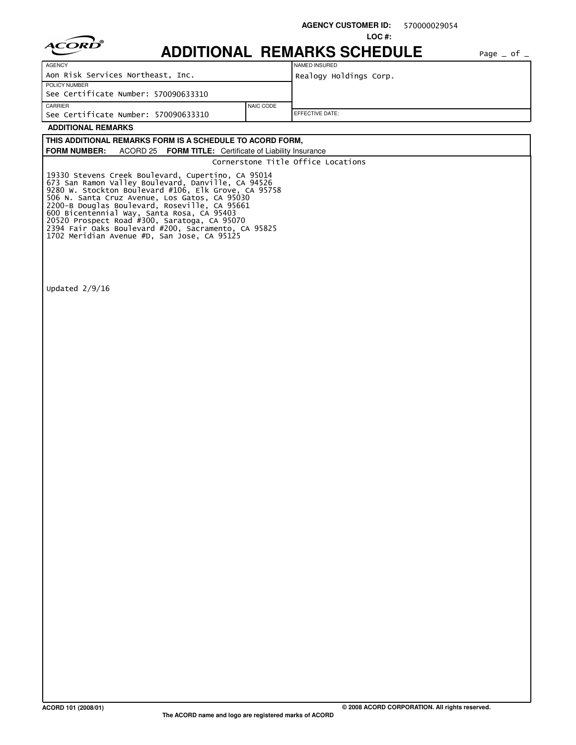AGENCY CUSTOMER ID: 570000029054

LOC #:

# ADDITIONAL REMARKS SCHEDULE

Page _ of _

| AGENCY | | NAMED INSURED |
|---|---|---|
| Aon Risk Services Northeast, Inc. | | Realogy Holdings Corp. |
| POLICY NUMBER | | |
| See Certificate Number: 570090633310 | | |
| CARRIER | NAIC CODE | EFFECTIVE DATE: |
| See Certificate Number: 570090633310 | | |

**ADDITIONAL REMARKS**

**THIS ADDITIONAL REMARKS FORM IS A SCHEDULE TO ACORD FORM,**
**FORM NUMBER:** ACORD 25 **FORM TITLE:** Certificate of Liability Insurance

Cornerstone Title Office Locations

19330 Stevens Creek Boulevard, Cupertino, CA 95014
673 San Ramon Valley Boulevard, Danville, CA 94526
9280 W. Stockton Boulevard #106, Elk Grove, CA 95758
506 N. Santa Cruz Avenue, Los Gatos, CA 95030
2200-B Douglas Boulevard, Roseville, CA 95661
600 Bicentennial Way, Santa Rosa, CA 95403
20520 Prospect Road #300, Saratoga, CA 95070
2394 Fair Oaks Boulevard #200, Sacramento, CA 95825
1702 Meridian Avenue #D, San Jose, CA 95125

Updated 2/9/16

ACORD 101 (2008/01) © 2008 ACORD CORPORATION. All rights reserved.

The ACORD name and logo are registered marks of ACORD